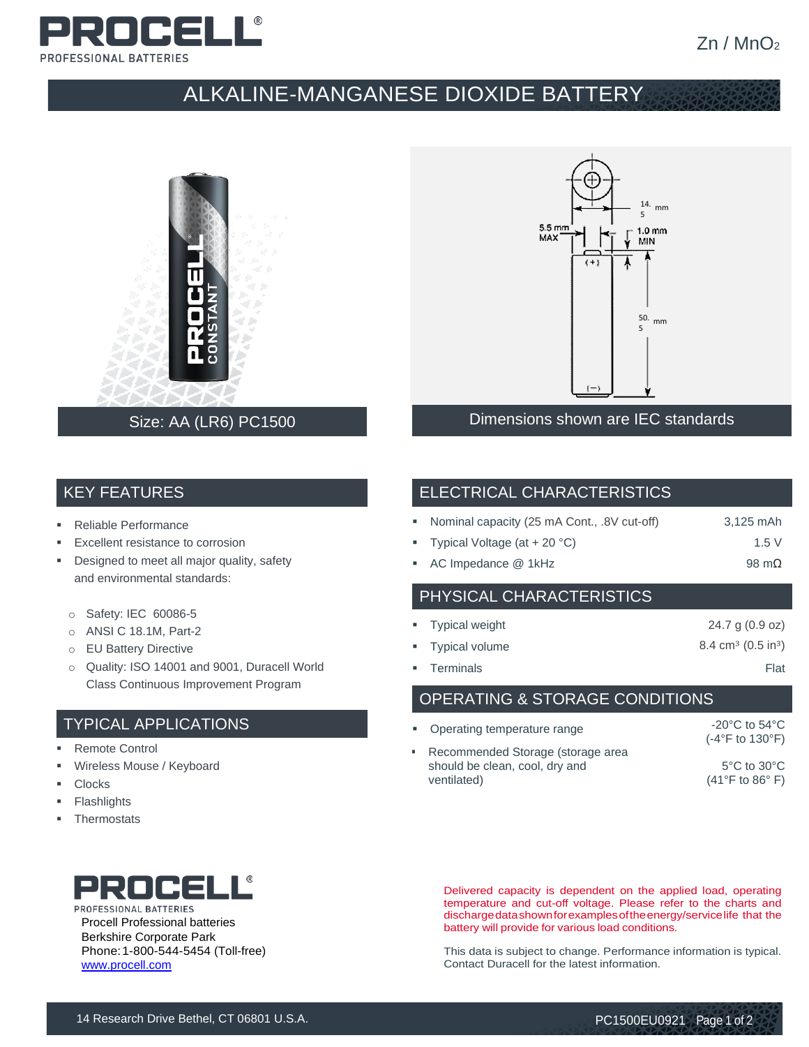# PROCELL

PROFESSIONAL BATTERIES

$Zn / MnO_2$

## ALKALINE-MANGANESE DIOXIDE BATTERY

Size: AA (LR6) PC1500

14.5 mm

5.5 mm MAX

1.0 mm MIN

(+)

50.5 mm

(−)

Dimensions shown are IEC standards

## KEY FEATURES

- Reliable Performance
- Excellent resistance to corrosion
- Designed to meet all major quality, safety and environmental standards:
  - Safety: IEC 60086-5
  - ANSI C 18.1M, Part-2
  - EU Battery Directive
  - Quality: ISO 14001 and 9001, Duracell World Class Continuous Improvement Program

## TYPICAL APPLICATIONS

- Remote Control
- Wireless Mouse / Keyboard
- Clocks
- Flashlights
- Thermostats

## ELECTRICAL CHARACTERISTICS

| | |
|---|---|
| Nominal capacity (25 mA Cont., .8V cut-off) | 3,125 mAh |
| Typical Voltage (at + 20 °C) | 1.5 V |
| AC Impedance @ 1kHz | 98 mΩ |

## PHYSICAL CHARACTERISTICS

| | |
|---|---|
| Typical weight | 24.7 g (0.9 oz) |
| Typical volume | 8.4 cm³ (0.5 in³) |
| Terminals | Flat |

## OPERATING & STORAGE CONDITIONS

| | |
|---|---|
| Operating temperature range | -20°C to 54°C (-4°F to 130°F) |
| Recommended Storage (storage area should be clean, cool, dry and ventilated) | 5°C to 30°C (41°F to 86° F) |

**PROCELL**

PROFESSIONAL BATTERIES

Procell Professional batteries
Berkshire Corporate Park
Phone: 1-800-544-5454 (Toll-free)
[www.procell.com](http://www.procell.com)

Delivered capacity is dependent on the applied load, operating temperature and cut-off voltage. Please refer to the charts and discharge data shown for examples of the energy/service life that the battery will provide for various load conditions.

This data is subject to change. Performance information is typical. Contact Duracell for the latest information.

14 Research Drive Bethel, CT 06801 U.S.A.

PC1500EU0921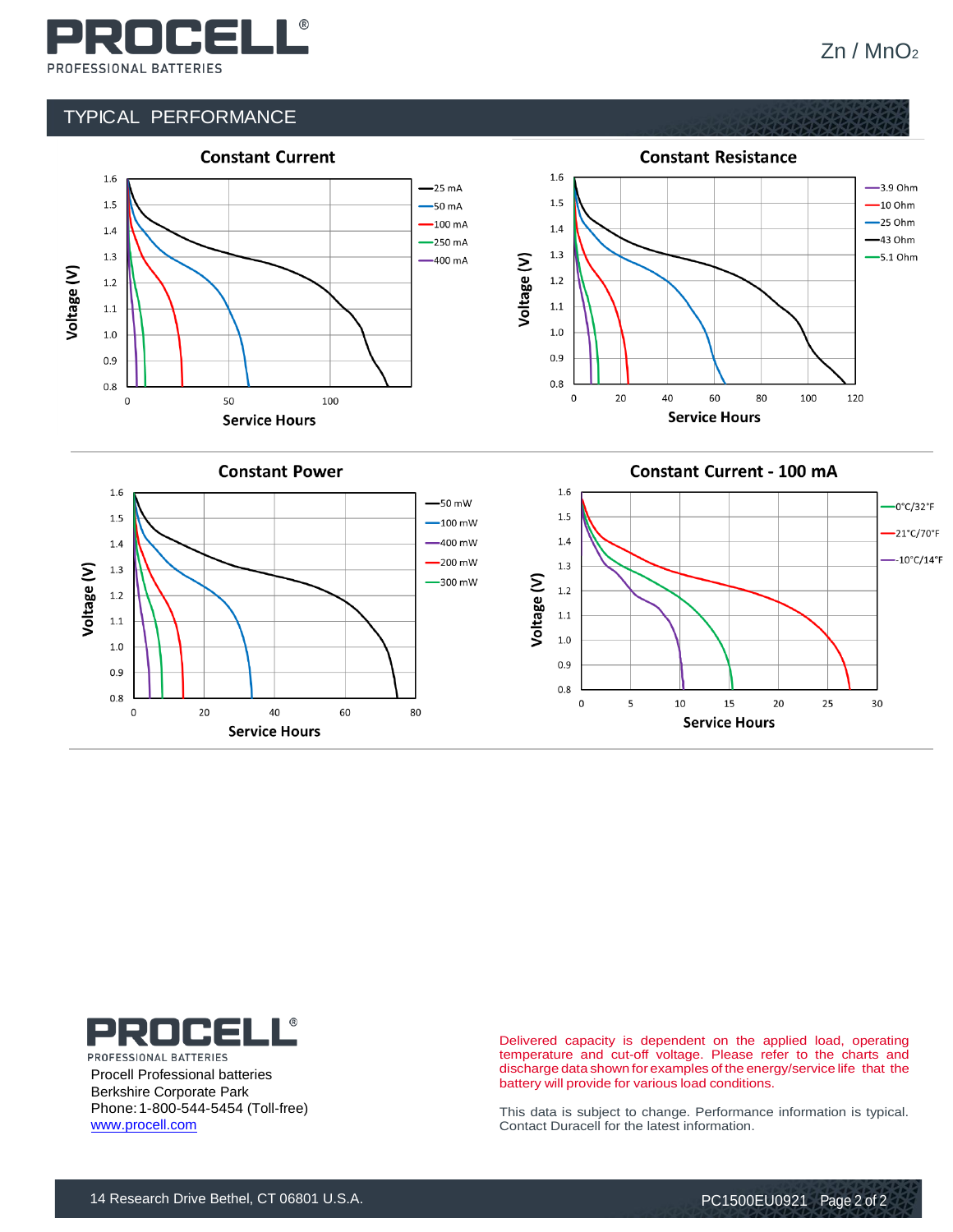PROCELL®

PROFESSIONAL BATTERIES

Zn / $MnO_2$

## TYPICAL PERFORMANCE

### Constant Current

Voltage (V)

1.6
1.5
1.4
1.3
1.2
1.1
1.0
0.9
0.8

0
50
100

Service Hours

25 mA
50 mA
100 mA
250 mA
400 mA

### Constant Resistance

Voltage (V)

1.6
1.5
1.4
1.3
1.2
1.1
1.0
0.9
0.8

0
20
40
60
80
100
120

Service Hours

3.9 Ohm
10 Ohm
25 Ohm
43 Ohm
5.1 Ohm

### Constant Power

Voltage (V)

1.6
1.5
1.4
1.3
1.2
1.1
1.0
0.9
0.8

0
20
40
60
80

Service Hours

50 mW
100 mW
400 mW
200 mW
300 mW

### Constant Current - 100 mA

Voltage (V)

1.6
1.5
1.4
1.3
1.2
1.1
1.0
0.9
0.8

0
5
10
15
20
25
30

Service Hours

0°C/32°F
21°C/70°F
-10°C/14°F

PROCELL®

PROFESSIONAL BATTERIES

Procell Professional batteries
Berkshire Corporate Park
Phone: 1-800-544-5454 (Toll-free)
www.procell.com

Delivered capacity is dependent on the applied load, operating temperature and cut-off voltage. Please refer to the charts and discharge data shown for examples of the energy/service life that the battery will provide for various load conditions.

This data is subject to change. Performance information is typical. Contact Duracell for the latest information.

14 Research Drive Bethel, CT 06801 U.S.A.

PC1500EU0921